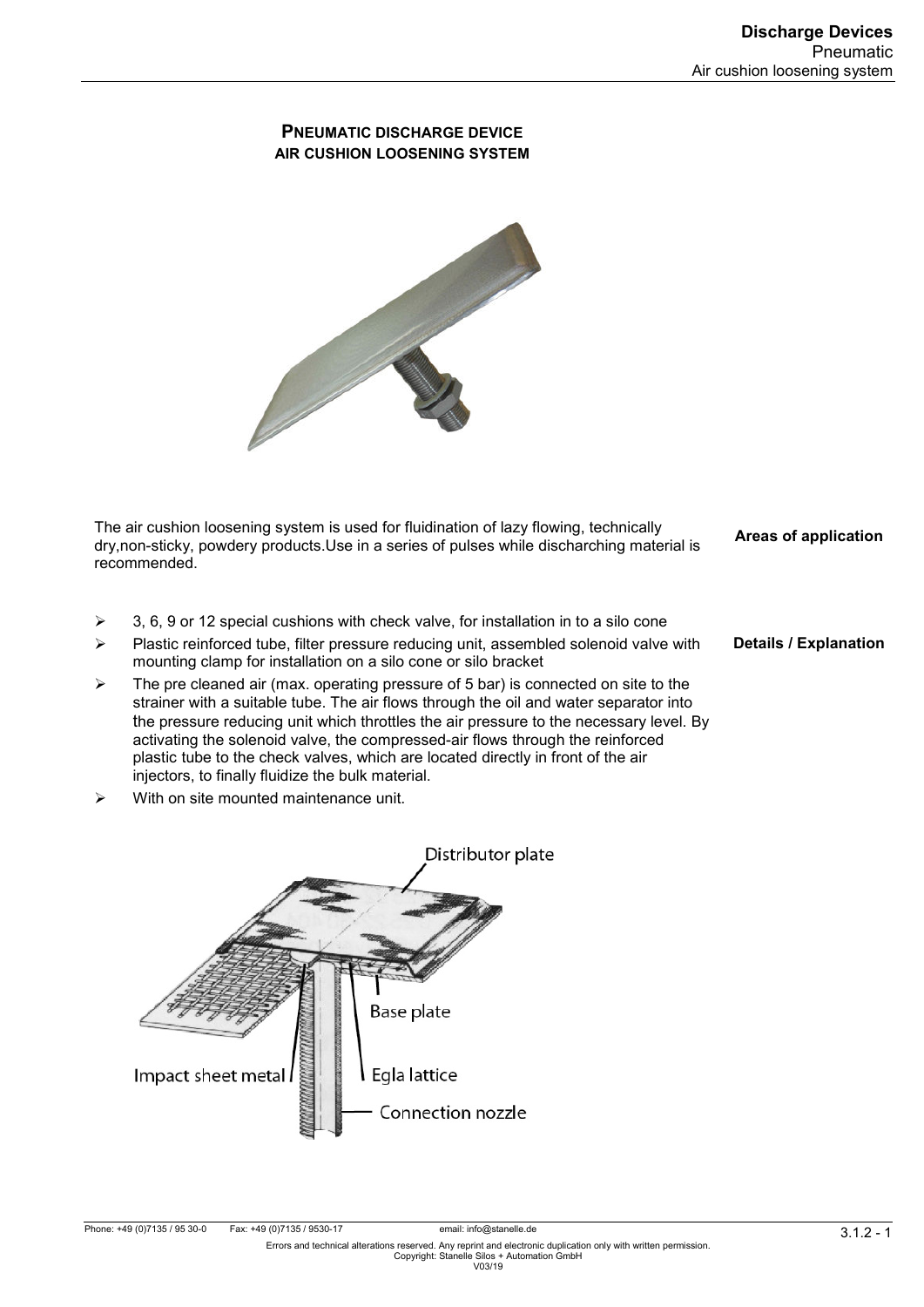# PNEUMATIC DISCHARGE DEVICE

## AIR CUSHION LOOSENING SYSTEM

**Areas of application**

The air cushion loosening system is used for fluidination of lazy flowing, technically dry,non-sticky, powdery products.Use in a series of pulses while discharching material is recommended.

**Details / Explanation**

- 3, 6, 9 or 12 special cushions with check valve, for installation in to a silo cone
- Plastic reinforced tube, filter pressure reducing unit, assembled solenoid valve with mounting clamp for installation on a silo cone or silo bracket
- The pre cleaned air (max. operating pressure of 5 bar) is connected on site to the strainer with a suitable tube. The air flows through the oil and water separator into the pressure reducing unit which throttles the air pressure to the necessary level. By activating the solenoid valve, the compressed-air flows through the reinforced plastic tube to the check valves, which are located directly in front of the air injectors, to finally fluidize the bulk material.
- With on site mounted maintenance unit.

Distributor plate

Base plate

Impact sheet metal

Egla lattice

Connection nozzle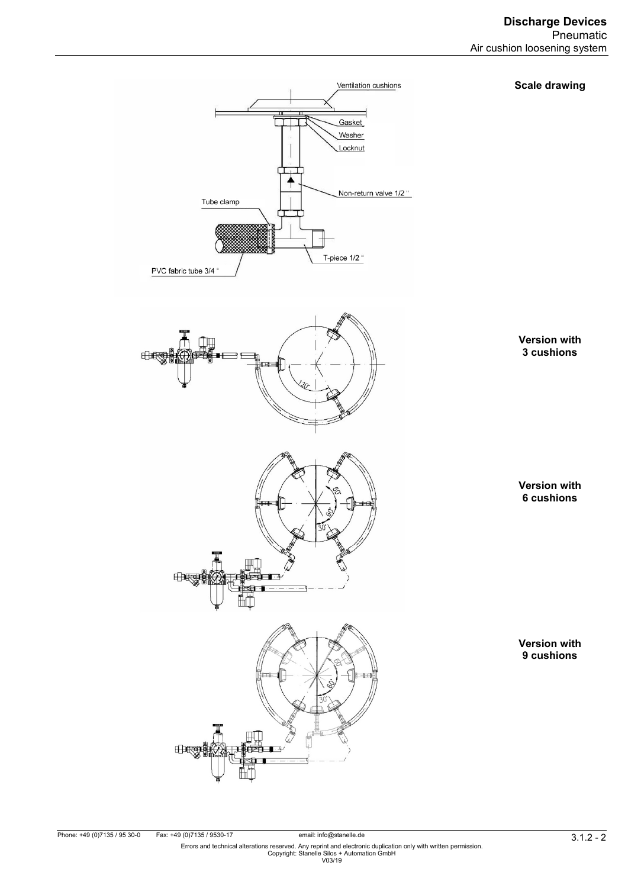**Scale drawing**

Ventilation cushions

Gasket

Washer

Locknut

Non-return valve 1/2 "

Tube clamp

T-piece 1/2 "

PVC fabric tube 3/4 "

**Version with 3 cushions**

**Version with 6 cushions**

**Version with 9 cushions**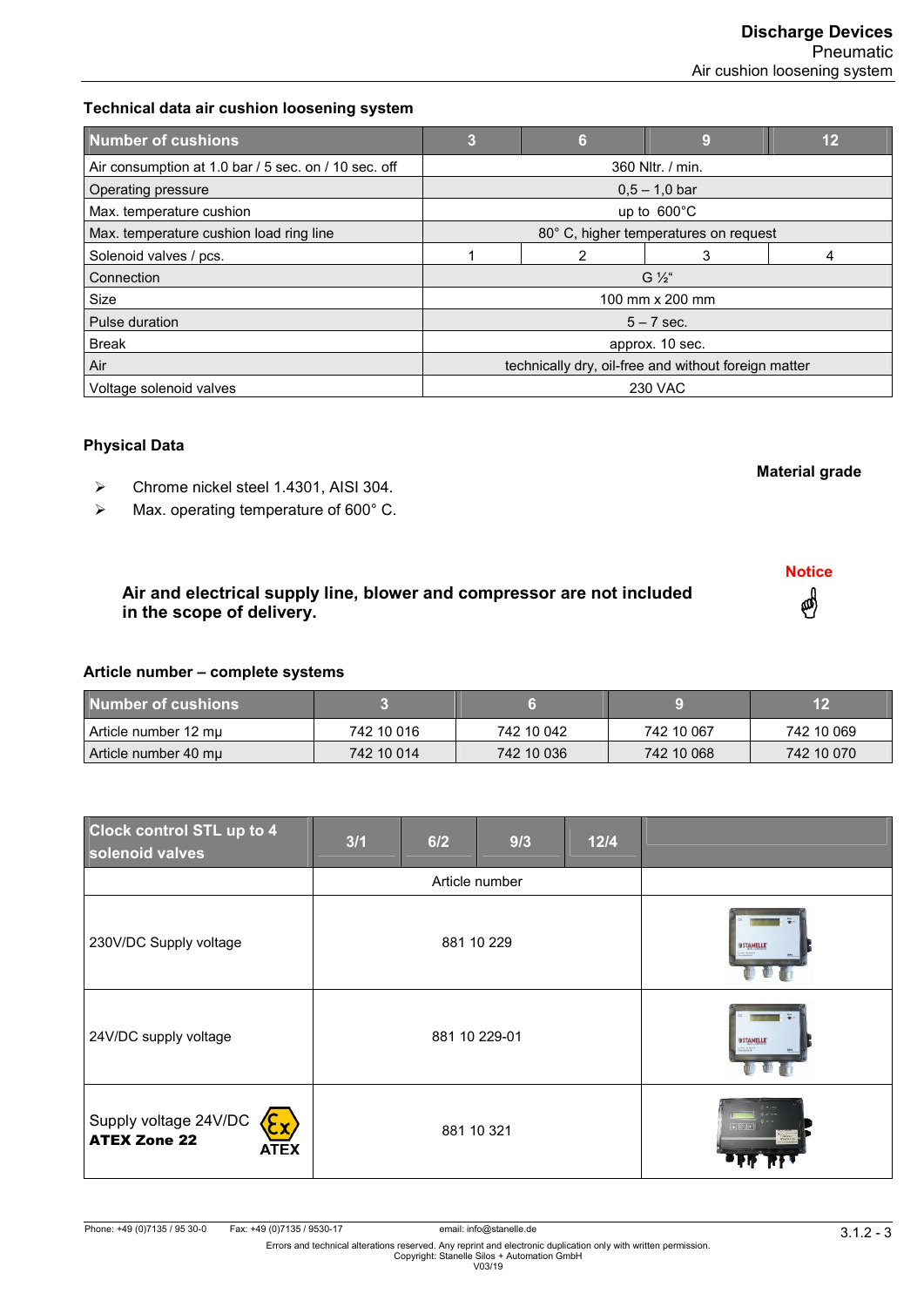### Technical data air cushion loosening system

| Number of cushions | 3 | 6 | 9 | 12 |
|---|---|---|---|---|
| Air consumption at 1.0 bar / 5 sec. on / 10 sec. off | 360 Nltr. / min. | | | |
| Operating pressure | 0,5 – 1,0 bar | | | |
| Max. temperature cushion | up to 600°C | | | |
| Max. temperature cushion load ring line | 80° C, higher temperatures on request | | | |
| Solenoid valves / pcs. | 1 | 2 | 3 | 4 |
| Connection | G ½“ | | | |
| Size | 100 mm x 200 mm | | | |
| Pulse duration | 5 – 7 sec. | | | |
| Break | approx. 10 sec. | | | |
| Air | technically dry, oil-free and without foreign matter | | | |
| Voltage solenoid valves | 230 VAC | | | |

### Physical Data

**Material grade**

- Chrome nickel steel 1.4301, AISI 304.
- Max. operating temperature of 600° C.

**Notice**

**Air and electrical supply line, blower and compressor are not included in the scope of delivery.**

### Article number – complete systems

| Number of cushions | 3 | 6 | 9 | 12 |
|---|---|---|---|---|
| Article number 12 mµ | 742 10 016 | 742 10 042 | 742 10 067 | 742 10 069 |
| Article number 40 mµ | 742 10 014 | 742 10 036 | 742 10 068 | 742 10 070 |

| Clock control STL up to 4 solenoid valves | 3/1 | 6/2 | 9/3 | 12/4 | |
|---|---|---|---|---|---|
| | Article number | | | | |
| 230V/DC Supply voltage | 881 10 229 | | | | |
| 24V/DC supply voltage | 881 10 229-01 | | | | |
| Supply voltage 24V/DC **ATEX Zone 22** ATEX | 881 10 321 | | | | |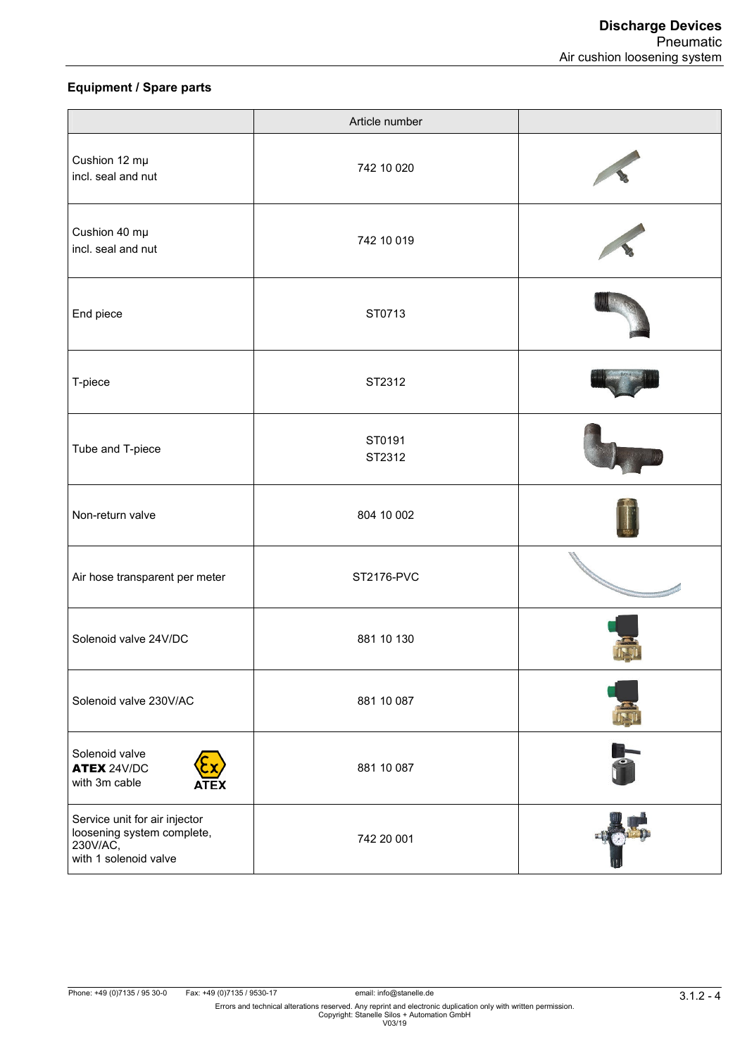## Equipment / Spare parts

| | Article number | |
|---|---|---|
| Cushion 12 mµ incl. seal and nut | 742 10 020 | |
| Cushion 40 mµ incl. seal and nut | 742 10 019 | |
| End piece | ST0713 | |
| T-piece | ST2312 | |
| Tube and T-piece | ST0191 ST2312 | |
| Non-return valve | 804 10 002 | |
| Air hose transparent per meter | ST2176-PVC | |
| Solenoid valve 24V/DC | 881 10 130 | |
| Solenoid valve 230V/AC | 881 10 087 | |
| Solenoid valve **ATEX** 24V/DC with 3m cable ATEX | 881 10 087 | |
| Service unit for air injector loosening system complete, 230V/AC, with 1 solenoid valve | 742 20 001 | |

Phone: +49 (0)7135 / 95 30-0 Fax: +49 (0)7135 / 9530-17 email: info@stanelle.de

Errors and technical alterations reserved. Any reprint and electronic duplication only with written permission.
Copyright: Stanelle Silos + Automation GmbH
V03/19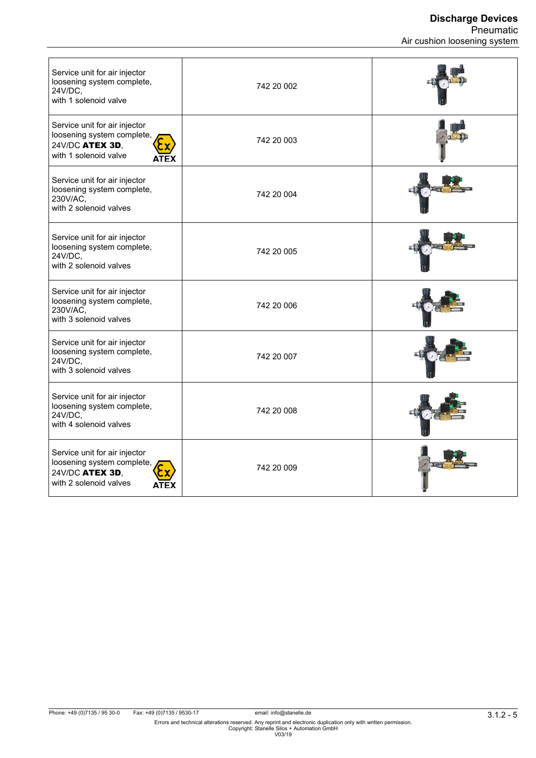| | | |
|---|---|---|
| Service unit for air injector loosening system complete, 24V/DC, with 1 solenoid valve | 742 20 002 | |
| Service unit for air injector loosening system complete, 24V/DC **ATEX 3D**, with 1 solenoid valve (Ex ATEX) | 742 20 003 | |
| Service unit for air injector loosening system complete, 230V/AC, with 2 solenoid valves | 742 20 004 | |
| Service unit for air injector loosening system complete, 24V/DC, with 2 solenoid valves | 742 20 005 | |
| Service unit for air injector loosening system complete, 230V/AC, with 3 solenoid valves | 742 20 006 | |
| Service unit for air injector loosening system complete, 24V/DC, with 3 solenoid valves | 742 20 007 | |
| Service unit for air injector loosening system complete, 24V/DC, with 4 solenoid valves | 742 20 008 | |
| Service unit for air injector loosening system complete, 24V/DC **ATEX 3D**, with 2 solenoid valves (Ex ATEX) | 742 20 009 | |